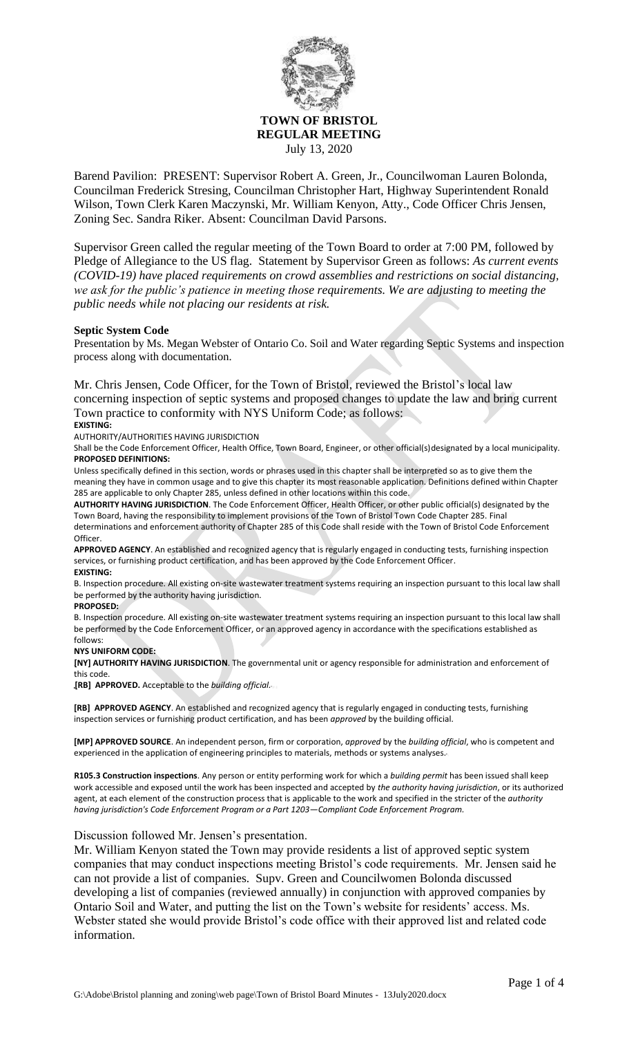**TOWN OF BRISTOL**
**REGULAR MEETING**
July 13, 2020

Barend Pavilion: PRESENT: Supervisor Robert A. Green, Jr., Councilwoman Lauren Bolonda, Councilman Frederick Stresing, Councilman Christopher Hart, Highway Superintendent Ronald Wilson, Town Clerk Karen Maczynski, Mr. William Kenyon, Atty., Code Officer Chris Jensen, Zoning Sec. Sandra Riker. Absent: Councilman David Parsons.

Supervisor Green called the regular meeting of the Town Board to order at 7:00 PM, followed by Pledge of Allegiance to the US flag. Statement by Supervisor Green as follows: *As current events (COVID-19) have placed requirements on crowd assemblies and restrictions on social distancing, we ask for the public's patience in meeting those requirements. We are adjusting to meeting the public needs while not placing our residents at risk.*

**Septic System Code**

Presentation by Ms. Megan Webster of Ontario Co. Soil and Water regarding Septic Systems and inspection process along with documentation.

Mr. Chris Jensen, Code Officer, for the Town of Bristol, reviewed the Bristol's local law concerning inspection of septic systems and proposed changes to update the law and bring current Town practice to conformity with NYS Uniform Code; as follows:

**EXISTING:**

AUTHORITY/AUTHORITIES HAVING JURISDICTION

Shall be the Code Enforcement Officer, Health Office, Town Board, Engineer, or other official(s)designated by a local municipality.

**PROPOSED DEFINITIONS:**

Unless specifically defined in this section, words or phrases used in this chapter shall be interpreted so as to give them the meaning they have in common usage and to give this chapter its most reasonable application. Definitions defined within Chapter 285 are applicable to only Chapter 285, unless defined in other locations within this code.

**AUTHORITY HAVING JURISDICTION**. The Code Enforcement Officer, Health Officer, or other public official(s) designated by the Town Board, having the responsibility to implement provisions of the Town of Bristol Town Code Chapter 285. Final determinations and enforcement authority of Chapter 285 of this Code shall reside with the Town of Bristol Code Enforcement Officer.

**APPROVED AGENCY**. An established and recognized agency that is regularly engaged in conducting tests, furnishing inspection services, or furnishing product certification, and has been approved by the Code Enforcement Officer.

**EXISTING:**

B. Inspection procedure. All existing on-site wastewater treatment systems requiring an inspection pursuant to this local law shall be performed by the authority having jurisdiction.

**PROPOSED:**

B. Inspection procedure. All existing on-site wastewater treatment systems requiring an inspection pursuant to this local law shall be performed by the Code Enforcement Officer, or an approved agency in accordance with the specifications established as follows:

**NYS UNIFORM CODE:**

**[NY] AUTHORITY HAVING JURISDICTION**. The governmental unit or agency responsible for administration and enforcement of this code.

**[RB] APPROVED.** Acceptable to the *building official*.

**[RB] APPROVED AGENCY**. An established and recognized agency that is regularly engaged in conducting tests, furnishing inspection services or furnishing product certification, and has been *approved* by the building official.

**[MP] APPROVED SOURCE**. An independent person, firm or corporation, *approved* by the *building official*, who is competent and experienced in the application of engineering principles to materials, methods or systems analyses.

**R105.3 Construction inspections**. Any person or entity performing work for which a *building permit* has been issued shall keep work accessible and exposed until the work has been inspected and accepted by *the authority having jurisdiction*, or its authorized agent, at each element of the construction process that is applicable to the work and specified in the stricter of the *authority having jurisdiction's Code Enforcement Program or a Part 1203—Compliant Code Enforcement Program.*

Discussion followed Mr. Jensen's presentation.

Mr. William Kenyon stated the Town may provide residents a list of approved septic system companies that may conduct inspections meeting Bristol's code requirements. Mr. Jensen said he can not provide a list of companies. Supv. Green and Councilwomen Bolonda discussed developing a list of companies (reviewed annually) in conjunction with approved companies by Ontario Soil and Water, and putting the list on the Town's website for residents' access. Ms. Webster stated she would provide Bristol's code office with their approved list and related code information.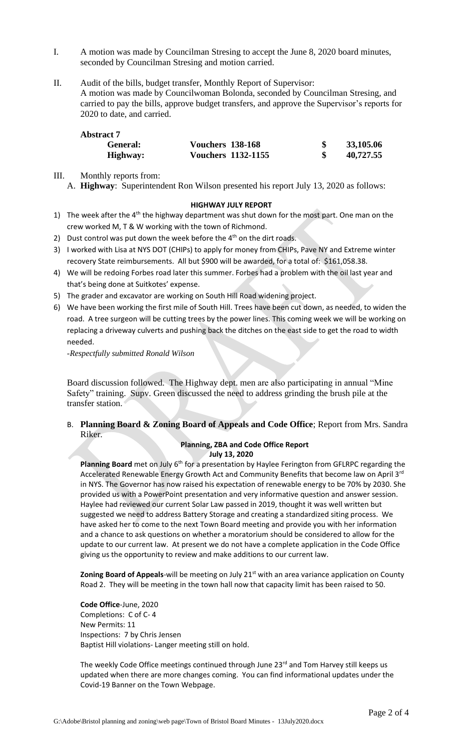I. A motion was made by Councilman Stresing to accept the June 8, 2020 board minutes, seconded by Councilman Stresing and motion carried.

II. Audit of the bills, budget transfer, Monthly Report of Supervisor:
A motion was made by Councilwoman Bolonda, seconded by Councilman Stresing, and carried to pay the bills, approve budget transfers, and approve the Supervisor's reports for 2020 to date, and carried.

**Abstract 7**

| | | | |
|---|---|---|---|
| **General:** | **Vouchers 138-168** | **$** | **33,105.06** |
| **Highway:** | **Vouchers 1132-1155** | **$** | **40,727.55** |

III. Monthly reports from:

A. **Highway**: Superintendent Ron Wilson presented his report July 13, 2020 as follows:

**HIGHWAY JULY REPORT**

1) The week after the 4th the highway department was shut down for the most part. One man on the crew worked M, T & W working with the town of Richmond.
2) Dust control was put down the week before the 4th on the dirt roads.
3) I worked with Lisa at NYS DOT (CHIPs) to apply for money from CHIPs, Pave NY and Extreme winter recovery State reimbursements. All but $900 will be awarded, for a total of: $161,058.38.
4) We will be redoing Forbes road later this summer. Forbes had a problem with the oil last year and that's being done at Suitkotes' expense.
5) The grader and excavator are working on South Hill Road widening project.
6) We have been working the first mile of South Hill. Trees have been cut down, as needed, to widen the road. A tree surgeon will be cutting trees by the power lines. This coming week we will be working on replacing a driveway culverts and pushing back the ditches on the east side to get the road to width needed.

*-Respectfully submitted Ronald Wilson*

Board discussion followed. The Highway dept. men are also participating in annual "Mine Safety" training. Supv. Green discussed the need to address grinding the brush pile at the transfer station.

B. **Planning Board & Zoning Board of Appeals and Code Office**; Report from Mrs. Sandra Riker.

**Planning, ZBA and Code Office Report**
**July 13, 2020**

**Planning Board** met on July 6th for a presentation by Haylee Ferington from GFLRPC regarding the Accelerated Renewable Energy Growth Act and Community Benefits that become law on April 3rd in NYS. The Governor has now raised his expectation of renewable energy to be 70% by 2030. She provided us with a PowerPoint presentation and very informative question and answer session. Haylee had reviewed our current Solar Law passed in 2019, thought it was well written but suggested we need to address Battery Storage and creating a standardized siting process. We have asked her to come to the next Town Board meeting and provide you with her information and a chance to ask questions on whether a moratorium should be considered to allow for the update to our current law. At present we do not have a complete application in the Code Office giving us the opportunity to review and make additions to our current law.

**Zoning Board of Appeals**-will be meeting on July 21st with an area variance application on County Road 2. They will be meeting in the town hall now that capacity limit has been raised to 50.

**Code Office**-June, 2020
Completions: C of C- 4
New Permits: 11
Inspections: 7 by Chris Jensen
Baptist Hill violations- Langer meeting still on hold.

The weekly Code Office meetings continued through June 23rd and Tom Harvey still keeps us updated when there are more changes coming. You can find informational updates under the Covid-19 Banner on the Town Webpage.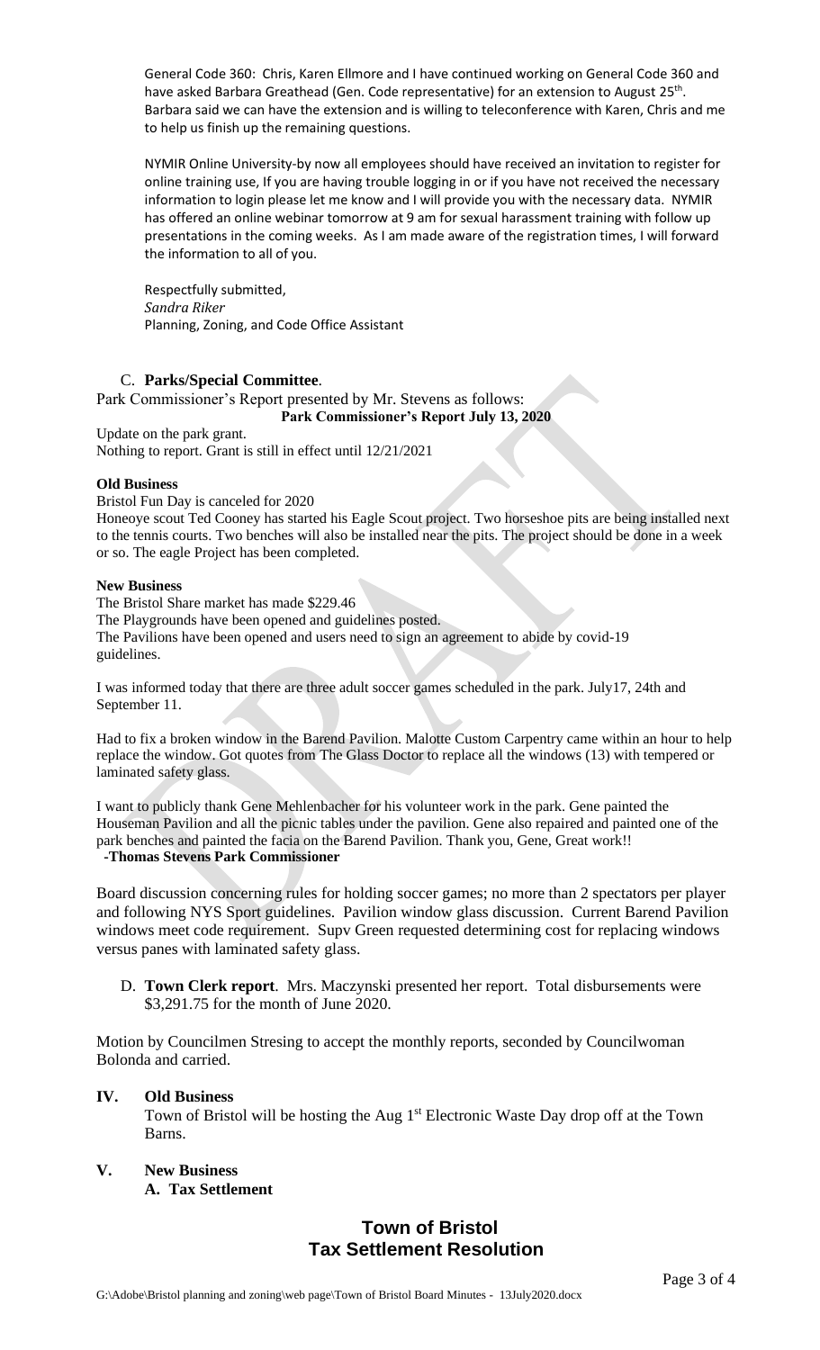General Code 360: Chris, Karen Ellmore and I have continued working on General Code 360 and have asked Barbara Greathead (Gen. Code representative) for an extension to August 25th. Barbara said we can have the extension and is willing to teleconference with Karen, Chris and me to help us finish up the remaining questions.

NYMIR Online University-by now all employees should have received an invitation to register for online training use, If you are having trouble logging in or if you have not received the necessary information to login please let me know and I will provide you with the necessary data. NYMIR has offered an online webinar tomorrow at 9 am for sexual harassment training with follow up presentations in the coming weeks. As I am made aware of the registration times, I will forward the information to all of you.

Respectfully submitted,
*Sandra Riker*
Planning, Zoning, and Code Office Assistant

C. **Parks/Special Committee**.

Park Commissioner's Report presented by Mr. Stevens as follows:

**Park Commissioner's Report July 13, 2020**

Update on the park grant.
Nothing to report. Grant is still in effect until 12/21/2021

**Old Business**

Bristol Fun Day is canceled for 2020

Honeoye scout Ted Cooney has started his Eagle Scout project. Two horseshoe pits are being installed next to the tennis courts. Two benches will also be installed near the pits. The project should be done in a week or so. The eagle Project has been completed.

**New Business**

The Bristol Share market has made $229.46

The Playgrounds have been opened and guidelines posted.

The Pavilions have been opened and users need to sign an agreement to abide by covid-19 guidelines.

I was informed today that there are three adult soccer games scheduled in the park. July17, 24th and September 11.

Had to fix a broken window in the Barend Pavilion. Malotte Custom Carpentry came within an hour to help replace the window. Got quotes from The Glass Doctor to replace all the windows (13) with tempered or laminated safety glass.

I want to publicly thank Gene Mehlenbacher for his volunteer work in the park. Gene painted the Houseman Pavilion and all the picnic tables under the pavilion. Gene also repaired and painted one of the park benches and painted the facia on the Barend Pavilion. Thank you, Gene, Great work!!

**-Thomas Stevens Park Commissioner**

Board discussion concerning rules for holding soccer games; no more than 2 spectators per player and following NYS Sport guidelines. Pavilion window glass discussion. Current Barend Pavilion windows meet code requirement. Supv Green requested determining cost for replacing windows versus panes with laminated safety glass.

D. **Town Clerk report**. Mrs. Maczynski presented her report. Total disbursements were $3,291.75 for the month of June 2020.

Motion by Councilmen Stresing to accept the monthly reports, seconded by Councilwoman Bolonda and carried.

## IV. Old Business

Town of Bristol will be hosting the Aug 1st Electronic Waste Day drop off at the Town Barns.

## V. New Business

**A. Tax Settlement**

# Town of Bristol Tax Settlement Resolution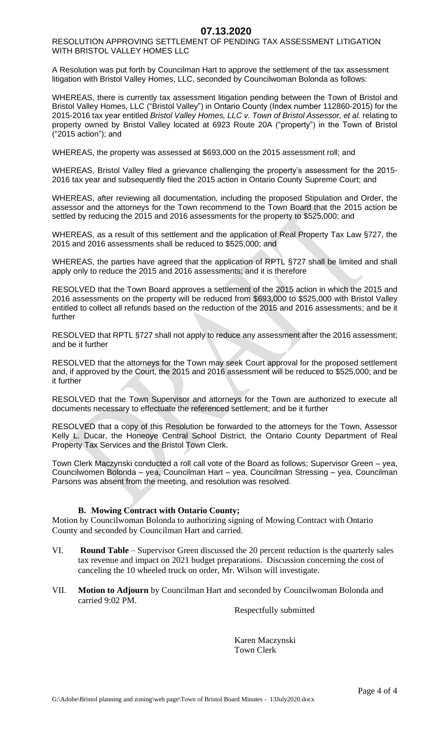RESOLUTION APPROVING SETTLEMENT OF PENDING TAX ASSESSMENT LITIGATION WITH BRISTOL VALLEY HOMES LLC

A Resolution was put forth by Councilman Hart to approve the settlement of the tax assessment litigation with Bristol Valley Homes, LLC, seconded by Councilwoman Bolonda as follows:

WHEREAS, there is currently tax assessment litigation pending between the Town of Bristol and Bristol Valley Homes, LLC ("Bristol Valley") in Ontario County (Index number 112860-2015) for the 2015-2016 tax year entitled *Bristol Valley Homes, LLC v. Town of Bristol Assessor, et al.* relating to property owned by Bristol Valley located at 6923 Route 20A ("property") in the Town of Bristol ("2015 action"); and

WHEREAS, the property was assessed at $693,000 on the 2015 assessment roll; and

WHEREAS, Bristol Valley filed a grievance challenging the property's assessment for the 2015-2016 tax year and subsequently filed the 2015 action in Ontario County Supreme Court; and

WHEREAS, after reviewing all documentation, including the proposed Stipulation and Order, the assessor and the attorneys for the Town recommend to the Town Board that the 2015 action be settled by reducing the 2015 and 2016 assessments for the property to $525,000; and

WHEREAS, as a result of this settlement and the application of Real Property Tax Law §727, the 2015 and 2016 assessments shall be reduced to $525,000; and

WHEREAS, the parties have agreed that the application of RPTL §727 shall be limited and shall apply only to reduce the 2015 and 2016 assessments; and it is therefore

RESOLVED that the Town Board approves a settlement of the 2015 action in which the 2015 and 2016 assessments on the property will be reduced from $693,000 to $525,000 with Bristol Valley entitled to collect all refunds based on the reduction of the 2015 and 2016 assessments; and be it further

RESOLVED that RPTL §727 shall not apply to reduce any assessment after the 2016 assessment; and be it further

RESOLVED that the attorneys for the Town may seek Court approval for the proposed settlement and, if approved by the Court, the 2015 and 2016 assessment will be reduced to $525,000; and be it further

RESOLVED that the Town Supervisor and attorneys for the Town are authorized to execute all documents necessary to effectuate the referenced settlement; and be it further

RESOLVED that a copy of this Resolution be forwarded to the attorneys for the Town, Assessor Kelly L. Ducar, the Honeoye Central School District, the Ontario County Department of Real Property Tax Services and the Bristol Town Clerk.

Town Clerk Maczynski conducted a roll call vote of the Board as follows; Supervisor Green – yea, Councilwomen Bolonda – yea, Councilman Hart – yea, Councilman Stressing – yea, Councilman Parsons was absent from the meeting, and resolution was resolved.

**B. Mowing Contract with Ontario County;**

Motion by Councilwoman Bolonda to authorizing signing of Mowing Contract with Ontario County and seconded by Councilman Hart and carried.

VI. **Round Table** – Supervisor Green discussed the 20 percent reduction is the quarterly sales tax revenue and impact on 2021 budget preparations. Discussion concerning the cost of canceling the 10 wheeled truck on order, Mr. Wilson will investigate.

VII. **Motion to Adjourn** by Councilman Hart and seconded by Councilwoman Bolonda and carried 9:02 PM.

Respectfully submitted

Karen Maczynski
Town Clerk